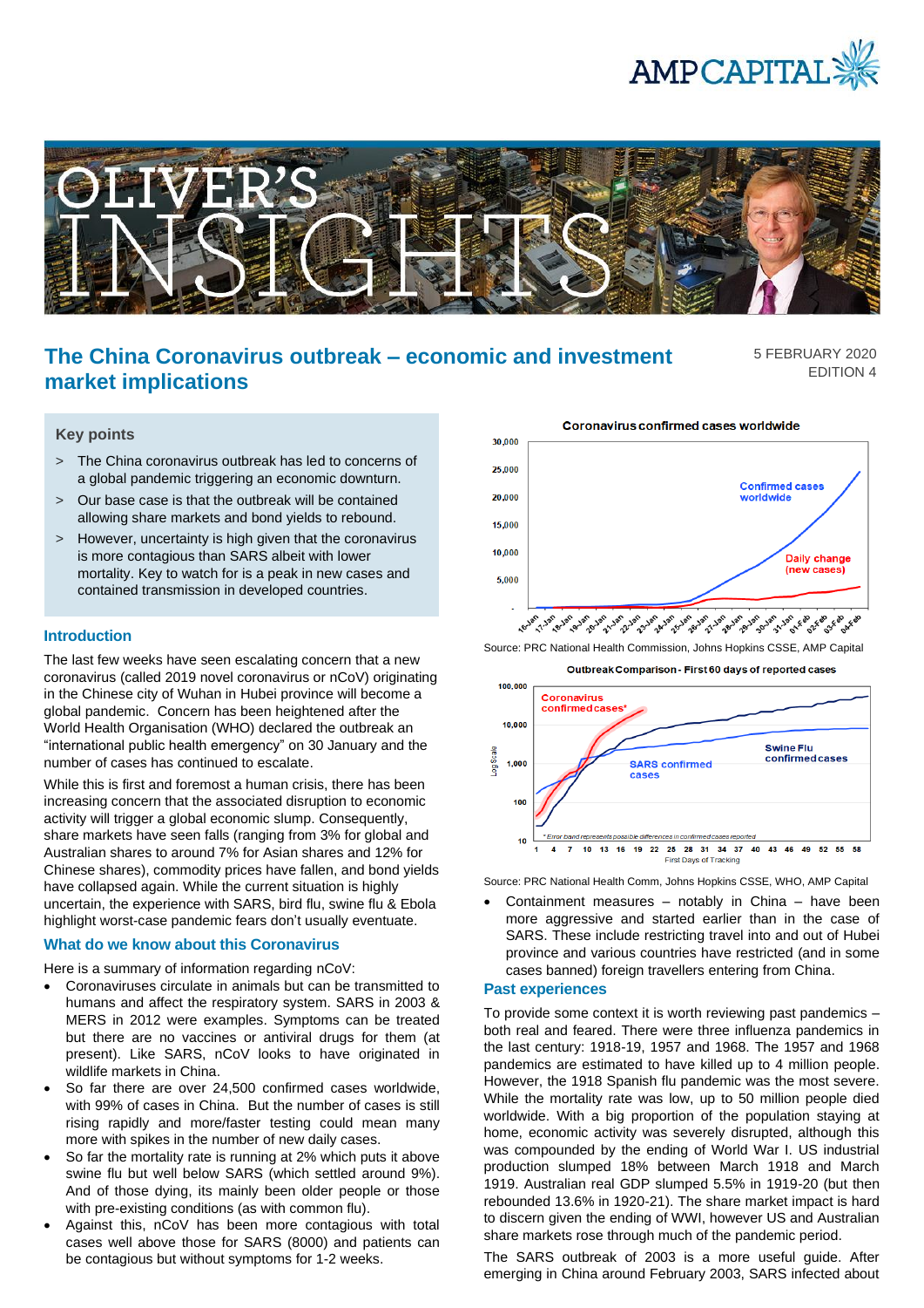# The China Coronavirus outbreak – economic and investment market implications

5 FEBRUARY 2020
EDITION 4

### Key points

> The China coronavirus outbreak has led to concerns of a global pandemic triggering an economic downturn.

> Our base case is that the outbreak will be contained allowing share markets and bond yields to rebound.

> However, uncertainty is high given that the coronavirus is more contagious than SARS albeit with lower mortality. Key to watch for is a peak in new cases and contained transmission in developed countries.

## Introduction

The last few weeks have seen escalating concern that a new coronavirus (called 2019 novel coronavirus or nCoV) originating in the Chinese city of Wuhan in Hubei province will become a global pandemic. Concern has been heightened after the World Health Organisation (WHO) declared the outbreak an "international public health emergency" on 30 January and the number of cases has continued to escalate.

While this is first and foremost a human crisis, there has been increasing concern that the associated disruption to economic activity will trigger a global economic slump. Consequently, share markets have seen falls (ranging from 3% for global and Australian shares to around 7% for Asian shares and 12% for Chinese shares), commodity prices have fallen, and bond yields have collapsed again. While the current situation is highly uncertain, the experience with SARS, bird flu, swine flu & Ebola highlight worst-case pandemic fears don't usually eventuate.

## What do we know about this Coronavirus

Here is a summary of information regarding nCoV:

- Coronaviruses circulate in animals but can be transmitted to humans and affect the respiratory system. SARS in 2003 & MERS in 2012 were examples. Symptoms can be treated but there are no vaccines or antiviral drugs for them (at present). Like SARS, nCoV looks to have originated in wildlife markets in China.
- So far there are over 24,500 confirmed cases worldwide, with 99% of cases in China. But the number of cases is still rising rapidly and more/faster testing could mean many more with spikes in the number of new daily cases.
- So far the mortality rate is running at 2% which puts it above swine flu but well below SARS (which settled around 9%). And of those dying, its mainly been older people or those with pre-existing conditions (as with common flu).
- Against this, nCoV has been more contagious with total cases well above those for SARS (8000) and patients can be contagious but without symptoms for 1-2 weeks.

**Coronavirus confirmed cases worldwide**

Source: PRC National Health Commission, Johns Hopkins CSSE, AMP Capital

**Outbreak Comparison - First 60 days of reported cases**

Source: PRC National Health Comm, Johns Hopkins CSSE, WHO, AMP Capital

- Containment measures – notably in China – have been more aggressive and started earlier than in the case of SARS. These include restricting travel into and out of Hubei province and various countries have restricted (and in some cases banned) foreign travellers entering from China.

## Past experiences

To provide some context it is worth reviewing past pandemics – both real and feared. There were three influenza pandemics in the last century: 1918-19, 1957 and 1968. The 1957 and 1968 pandemics are estimated to have killed up to 4 million people. However, the 1918 Spanish flu pandemic was the most severe. While the mortality rate was low, up to 50 million people died worldwide. With a big proportion of the population staying at home, economic activity was severely disrupted, although this was compounded by the ending of World War I. US industrial production slumped 18% between March 1918 and March 1919. Australian real GDP slumped 5.5% in 1919-20 (but then rebounded 13.6% in 1920-21). The share market impact is hard to discern given the ending of WWI, however US and Australian share markets rose through much of the pandemic period.

The SARS outbreak of 2003 is a more useful guide. After emerging in China around February 2003, SARS infected about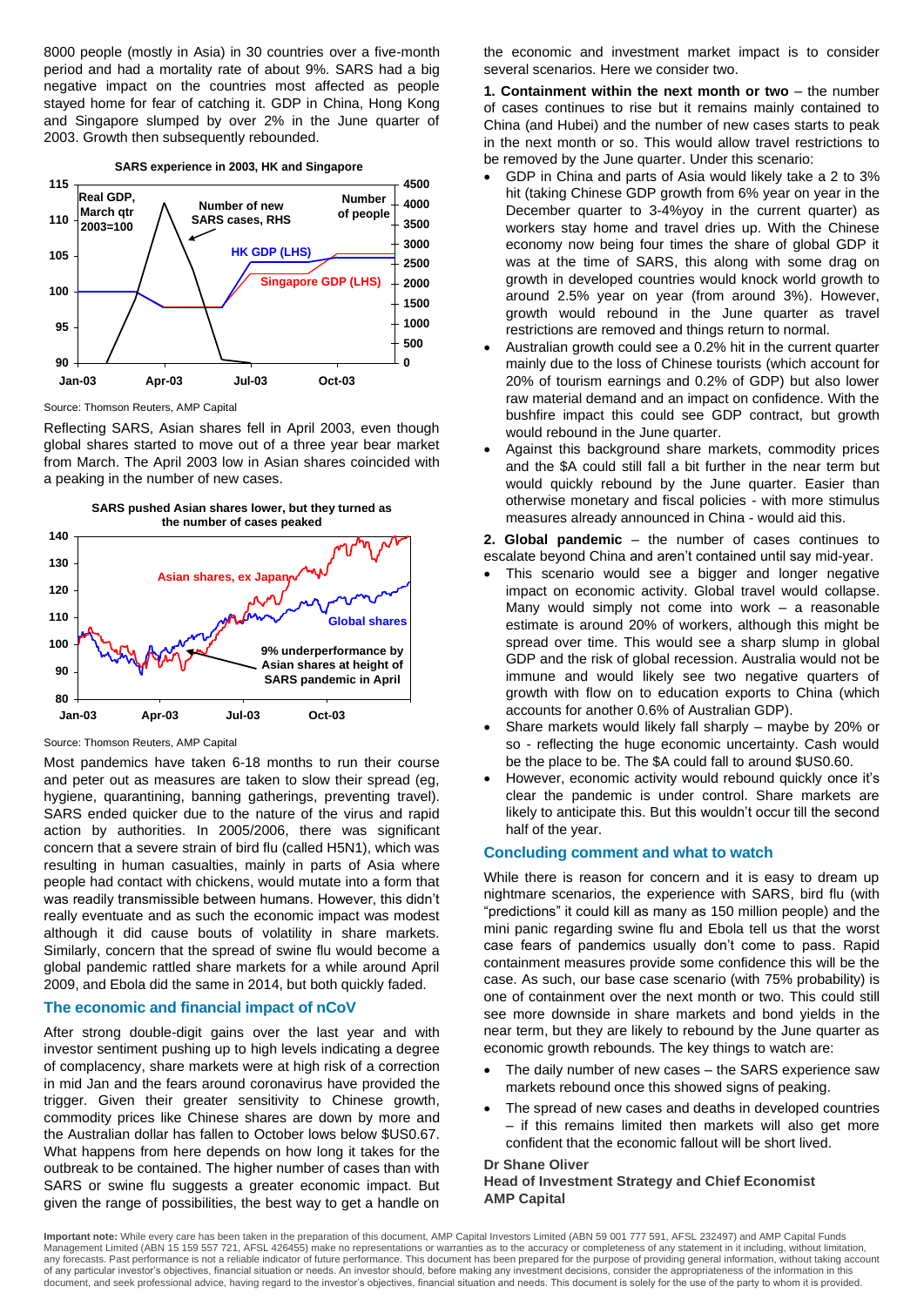8000 people (mostly in Asia) in 30 countries over a five-month period and had a mortality rate of about 9%. SARS had a big negative impact on the countries most affected as people stayed home for fear of catching it. GDP in China, Hong Kong and Singapore slumped by over 2% in the June quarter of 2003. Growth then subsequently rebounded.

**SARS experience in 2003, HK and Singapore**

Real GDP, March qtr 2003=100

Number of new SARS cases, RHS

Number of people

HK GDP (LHS)

Singapore GDP (LHS)

115, 110, 105, 100, 95, 90

4500, 4000, 3500, 3000, 2500, 2000, 1500, 1000, 500, 0

Jan-03, Apr-03, Jul-03, Oct-03

Source: Thomson Reuters, AMP Capital

Reflecting SARS, Asian shares fell in April 2003, even though global shares started to move out of a three year bear market from March. The April 2003 low in Asian shares coincided with a peaking in the number of new cases.

**SARS pushed Asian shares lower, but they turned as the number of cases peaked**

Asian shares, ex Japan

Global shares

9% underperformance by Asian shares at height of SARS pandemic in April

140, 130, 120, 110, 100, 90, 80

Jan-03, Apr-03, Jul-03, Oct-03

Source: Thomson Reuters, AMP Capital

Most pandemics have taken 6-18 months to run their course and peter out as measures are taken to slow their spread (eg, hygiene, quarantining, banning gatherings, preventing travel). SARS ended quicker due to the nature of the virus and rapid action by authorities. In 2005/2006, there was significant concern that a severe strain of bird flu (called H5N1), which was resulting in human casualties, mainly in parts of Asia where people had contact with chickens, would mutate into a form that was readily transmissible between humans. However, this didn't really eventuate and as such the economic impact was modest although it did cause bouts of volatility in share markets. Similarly, concern that the spread of swine flu would become a global pandemic rattled share markets for a while around April 2009, and Ebola did the same in 2014, but both quickly faded.

## The economic and financial impact of nCoV

After strong double-digit gains over the last year and with investor sentiment pushing up to high levels indicating a degree of complacency, share markets were at high risk of a correction in mid Jan and the fears around coronavirus have provided the trigger. Given their greater sensitivity to Chinese growth, commodity prices like Chinese shares are down by more and the Australian dollar has fallen to October lows below $US0.67. What happens from here depends on how long it takes for the outbreak to be contained. The higher number of cases than with SARS or swine flu suggests a greater economic impact. But given the range of possibilities, the best way to get a handle on the economic and investment market impact is to consider several scenarios. Here we consider two.

**1. Containment within the next month or two** – the number of cases continues to rise but it remains mainly contained to China (and Hubei) and the number of new cases starts to peak in the next month or so. This would allow travel restrictions to be removed by the June quarter. Under this scenario:

- GDP in China and parts of Asia would likely take a 2 to 3% hit (taking Chinese GDP growth from 6% year on year in the December quarter to 3-4%yoy in the current quarter) as workers stay home and travel dries up. With the Chinese economy now being four times the share of global GDP it was at the time of SARS, this along with some drag on growth in developed countries would knock world growth to around 2.5% year on year (from around 3%). However, growth would rebound in the June quarter as travel restrictions are removed and things return to normal.
- Australian growth could see a 0.2% hit in the current quarter mainly due to the loss of Chinese tourists (which account for 20% of tourism earnings and 0.2% of GDP) but also lower raw material demand and an impact on confidence. With the bushfire impact this could see GDP contract, but growth would rebound in the June quarter.
- Against this background share markets, commodity prices and the $A could still fall a bit further in the near term but would quickly rebound by the June quarter. Easier than otherwise monetary and fiscal policies - with more stimulus measures already announced in China - would aid this.

**2. Global pandemic** – the number of cases continues to escalate beyond China and aren't contained until say mid-year.

- This scenario would see a bigger and longer negative impact on economic activity. Global travel would collapse. Many would simply not come into work – a reasonable estimate is around 20% of workers, although this might be spread over time. This would see a sharp slump in global GDP and the risk of global recession. Australia would not be immune and would likely see two negative quarters of growth with flow on to education exports to China (which accounts for another 0.6% of Australian GDP).
- Share markets would likely fall sharply – maybe by 20% or so - reflecting the huge economic uncertainty. Cash would be the place to be. The $A could fall to around $US0.60.
- However, economic activity would rebound quickly once it's clear the pandemic is under control. Share markets are likely to anticipate this. But this wouldn't occur till the second half of the year.

## Concluding comment and what to watch

While there is reason for concern and it is easy to dream up nightmare scenarios, the experience with SARS, bird flu (with "predictions" it could kill as many as 150 million people) and the mini panic regarding swine flu and Ebola tell us that the worst case fears of pandemics usually don't come to pass. Rapid containment measures provide some confidence this will be the case. As such, our base case scenario (with 75% probability) is one of containment over the next month or two. This could still see more downside in share markets and bond yields in the near term, but they are likely to rebound by the June quarter as economic growth rebounds. The key things to watch are:

- The daily number of new cases – the SARS experience saw markets rebound once this showed signs of peaking.
- The spread of new cases and deaths in developed countries – if this remains limited then markets will also get more confident that the economic fallout will be short lived.

**Dr Shane Oliver**
**Head of Investment Strategy and Chief Economist**
**AMP Capital**

**Important note:** While every care has been taken in the preparation of this document, AMP Capital Investors Limited (ABN 59 001 777 591, AFSL 232497) and AMP Capital Funds Management Limited (ABN 15 159 557 721, AFSL 426455) make no representations or warranties as to the accuracy or completeness of any statement in it including, without limitation, any forecasts. Past performance is not a reliable indicator of future performance. This document has been prepared for the purpose of providing general information, without taking account of any particular investor's objectives, financial situation or needs. An investor should, before making any investment decisions, consider the appropriateness of the information in this document, and seek professional advice, having regard to the investor's objectives, financial situation and needs. This document is solely for the use of the party to whom it is provided.